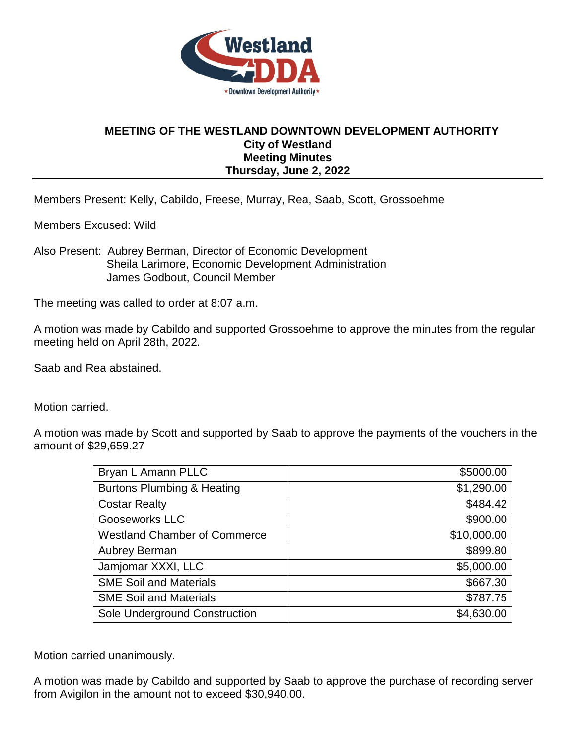# MEETING OF THE WESTLAND DOWNTOWN DEVELOPMENT AUTHORITY

**City of Westland**
**Meeting Minutes**
**Thursday, June 2, 2022**

---

Members Present: Kelly, Cabildo, Freese, Murray, Rea, Saab, Scott, Grossoehme

Members Excused: Wild

Also Present: Aubrey Berman, Director of Economic Development
Sheila Larimore, Economic Development Administration
James Godbout, Council Member

The meeting was called to order at 8:07 a.m.

A motion was made by Cabildo and supported Grossoehme to approve the minutes from the regular meeting held on April 28th, 2022.

Saab and Rea abstained.

Motion carried.

A motion was made by Scott and supported by Saab to approve the payments of the vouchers in the amount of $29,659.27

| | |
|---|---:|
| Bryan L Amann PLLC | $5000.00 |
| Burtons Plumbing & Heating | $1,290.00 |
| Costar Realty | $484.42 |
| Gooseworks LLC | $900.00 |
| Westland Chamber of Commerce | $10,000.00 |
| Aubrey Berman | $899.80 |
| Jamjomar XXXI, LLC | $5,000.00 |
| SME Soil and Materials | $667.30 |
| SME Soil and Materials | $787.75 |
| Sole Underground Construction | $4,630.00 |

Motion carried unanimously.

A motion was made by Cabildo and supported by Saab to approve the purchase of recording server from Avigilon in the amount not to exceed $30,940.00.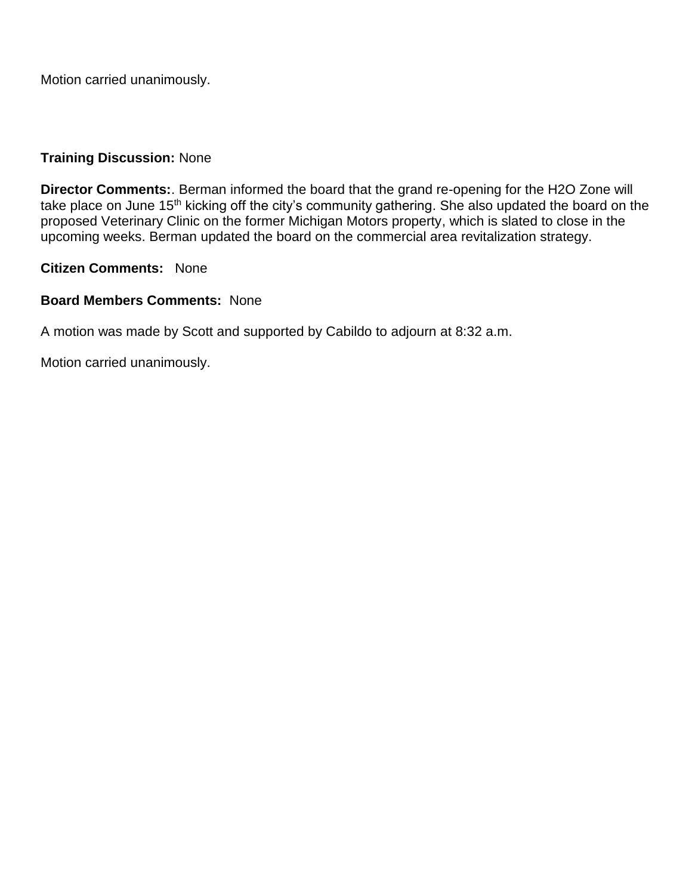Motion carried unanimously.

**Training Discussion:** None

**Director Comments:**. Berman informed the board that the grand re-opening for the H2O Zone will take place on June 15th kicking off the city's community gathering. She also updated the board on the proposed Veterinary Clinic on the former Michigan Motors property, which is slated to close in the upcoming weeks. Berman updated the board on the commercial area revitalization strategy.

**Citizen Comments:** None

**Board Members Comments:** None

A motion was made by Scott and supported by Cabildo to adjourn at 8:32 a.m.

Motion carried unanimously.